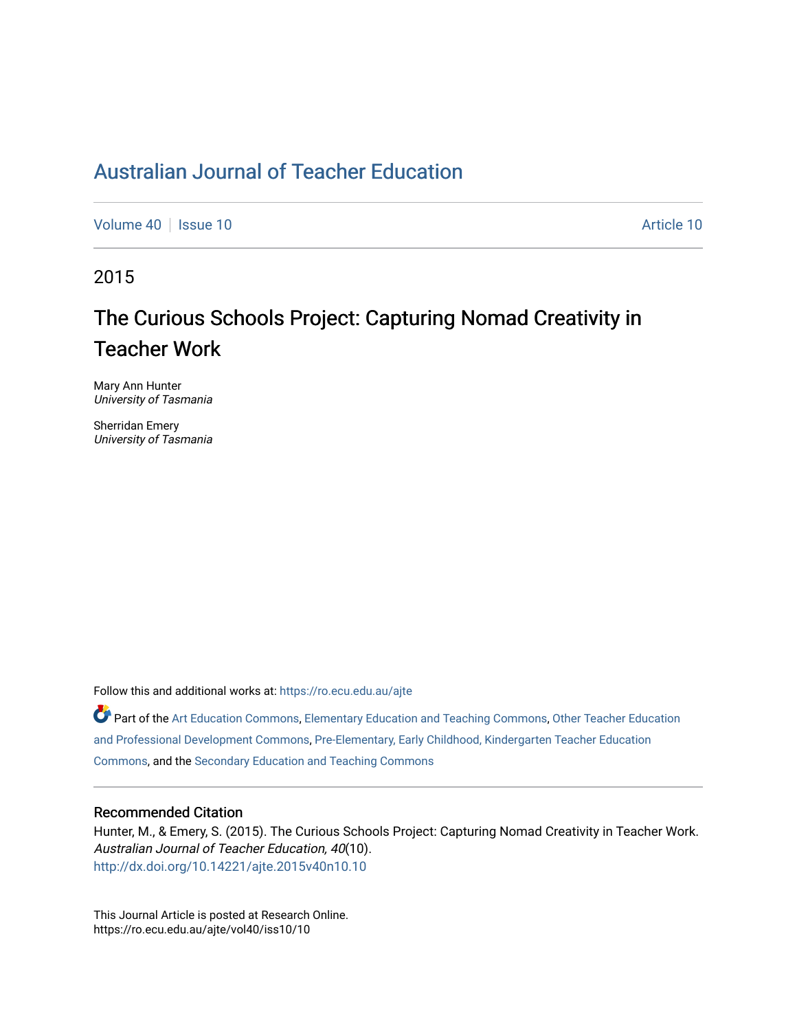# Australian Journal of Teacher Education

Volume 40 | Issue 10 Article 10

2015

## The Curious Schools Project: Capturing Nomad Creativity in Teacher Work

Mary Ann Hunter
*University of Tasmania*

Sherridan Emery
*University of Tasmania*

Follow this and additional works at: https://ro.ecu.edu.au/ajte

Part of the Art Education Commons, Elementary Education and Teaching Commons, Other Teacher Education and Professional Development Commons, Pre-Elementary, Early Childhood, Kindergarten Teacher Education Commons, and the Secondary Education and Teaching Commons

### Recommended Citation

Hunter, M., & Emery, S. (2015). The Curious Schools Project: Capturing Nomad Creativity in Teacher Work. *Australian Journal of Teacher Education, 40*(10).
http://dx.doi.org/10.14221/ajte.2015v40n10.10

This Journal Article is posted at Research Online.
https://ro.ecu.edu.au/ajte/vol40/iss10/10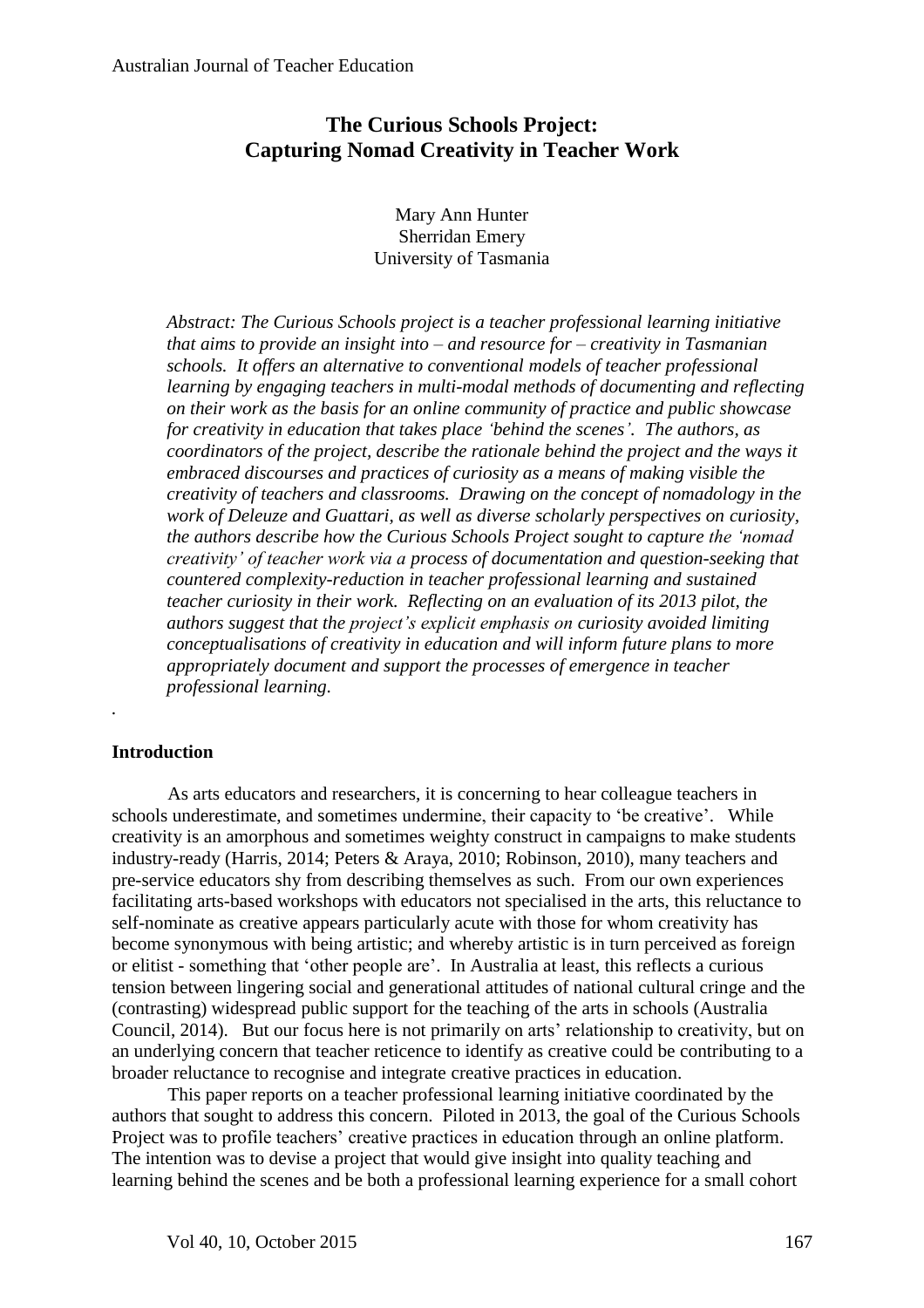# The Curious Schools Project: Capturing Nomad Creativity in Teacher Work

Mary Ann Hunter
Sherridan Emery
University of Tasmania

*Abstract: The Curious Schools project is a teacher professional learning initiative that aims to provide an insight into – and resource for – creativity in Tasmanian schools. It offers an alternative to conventional models of teacher professional learning by engaging teachers in multi-modal methods of documenting and reflecting on their work as the basis for an online community of practice and public showcase for creativity in education that takes place 'behind the scenes'. The authors, as coordinators of the project, describe the rationale behind the project and the ways it embraced discourses and practices of curiosity as a means of making visible the creativity of teachers and classrooms. Drawing on the concept of nomadology in the work of Deleuze and Guattari, as well as diverse scholarly perspectives on curiosity, the authors describe how the Curious Schools Project sought to capture the 'nomad creativity' of teacher work via a process of documentation and question-seeking that countered complexity-reduction in teacher professional learning and sustained teacher curiosity in their work. Reflecting on an evaluation of its 2013 pilot, the authors suggest that the project's explicit emphasis on curiosity avoided limiting conceptualisations of creativity in education and will inform future plans to more appropriately document and support the processes of emergence in teacher professional learning.*

.

## Introduction

As arts educators and researchers, it is concerning to hear colleague teachers in schools underestimate, and sometimes undermine, their capacity to 'be creative'. While creativity is an amorphous and sometimes weighty construct in campaigns to make students industry-ready (Harris, 2014; Peters & Araya, 2010; Robinson, 2010), many teachers and pre-service educators shy from describing themselves as such. From our own experiences facilitating arts-based workshops with educators not specialised in the arts, this reluctance to self-nominate as creative appears particularly acute with those for whom creativity has become synonymous with being artistic; and whereby artistic is in turn perceived as foreign or elitist - something that 'other people are'. In Australia at least, this reflects a curious tension between lingering social and generational attitudes of national cultural cringe and the (contrasting) widespread public support for the teaching of the arts in schools (Australia Council, 2014). But our focus here is not primarily on arts' relationship to creativity, but on an underlying concern that teacher reticence to identify as creative could be contributing to a broader reluctance to recognise and integrate creative practices in education.

This paper reports on a teacher professional learning initiative coordinated by the authors that sought to address this concern. Piloted in 2013, the goal of the Curious Schools Project was to profile teachers' creative practices in education through an online platform. The intention was to devise a project that would give insight into quality teaching and learning behind the scenes and be both a professional learning experience for a small cohort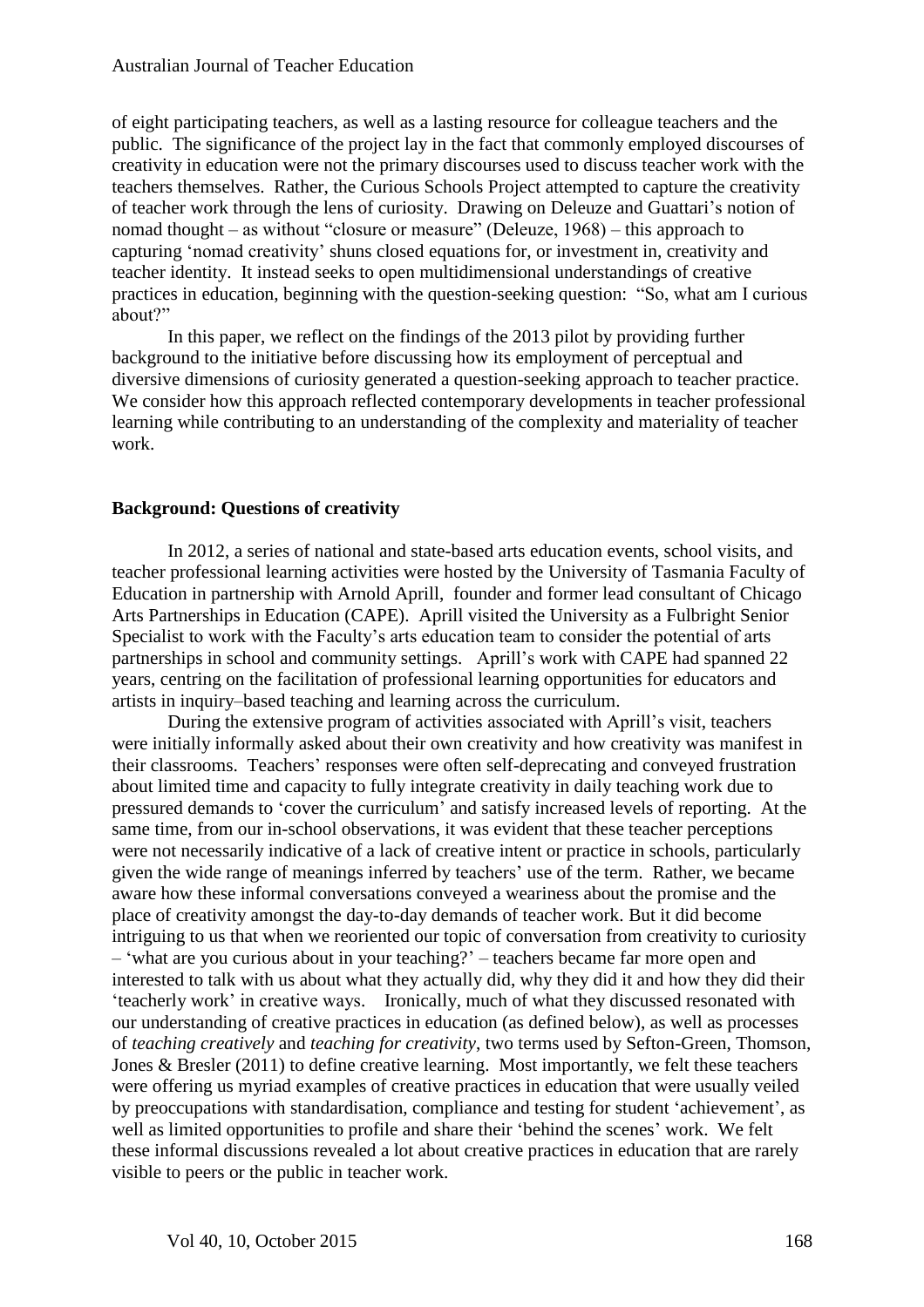of eight participating teachers, as well as a lasting resource for colleague teachers and the public. The significance of the project lay in the fact that commonly employed discourses of creativity in education were not the primary discourses used to discuss teacher work with the teachers themselves. Rather, the Curious Schools Project attempted to capture the creativity of teacher work through the lens of curiosity. Drawing on Deleuze and Guattari's notion of nomad thought – as without "closure or measure" (Deleuze, 1968) – this approach to capturing 'nomad creativity' shuns closed equations for, or investment in, creativity and teacher identity. It instead seeks to open multidimensional understandings of creative practices in education, beginning with the question-seeking question: "So, what am I curious about?"

In this paper, we reflect on the findings of the 2013 pilot by providing further background to the initiative before discussing how its employment of perceptual and diversive dimensions of curiosity generated a question-seeking approach to teacher practice. We consider how this approach reflected contemporary developments in teacher professional learning while contributing to an understanding of the complexity and materiality of teacher work.

## Background: Questions of creativity

In 2012, a series of national and state-based arts education events, school visits, and teacher professional learning activities were hosted by the University of Tasmania Faculty of Education in partnership with Arnold Aprill, founder and former lead consultant of Chicago Arts Partnerships in Education (CAPE). Aprill visited the University as a Fulbright Senior Specialist to work with the Faculty's arts education team to consider the potential of arts partnerships in school and community settings. Aprill's work with CAPE had spanned 22 years, centring on the facilitation of professional learning opportunities for educators and artists in inquiry–based teaching and learning across the curriculum.

During the extensive program of activities associated with Aprill's visit, teachers were initially informally asked about their own creativity and how creativity was manifest in their classrooms. Teachers' responses were often self-deprecating and conveyed frustration about limited time and capacity to fully integrate creativity in daily teaching work due to pressured demands to 'cover the curriculum' and satisfy increased levels of reporting. At the same time, from our in-school observations, it was evident that these teacher perceptions were not necessarily indicative of a lack of creative intent or practice in schools, particularly given the wide range of meanings inferred by teachers' use of the term. Rather, we became aware how these informal conversations conveyed a weariness about the promise and the place of creativity amongst the day-to-day demands of teacher work. But it did become intriguing to us that when we reoriented our topic of conversation from creativity to curiosity – 'what are you curious about in your teaching?' – teachers became far more open and interested to talk with us about what they actually did, why they did it and how they did their 'teacherly work' in creative ways. Ironically, much of what they discussed resonated with our understanding of creative practices in education (as defined below), as well as processes of *teaching creatively* and *teaching for creativity*, two terms used by Sefton-Green, Thomson, Jones & Bresler (2011) to define creative learning. Most importantly, we felt these teachers were offering us myriad examples of creative practices in education that were usually veiled by preoccupations with standardisation, compliance and testing for student 'achievement', as well as limited opportunities to profile and share their 'behind the scenes' work. We felt these informal discussions revealed a lot about creative practices in education that are rarely visible to peers or the public in teacher work.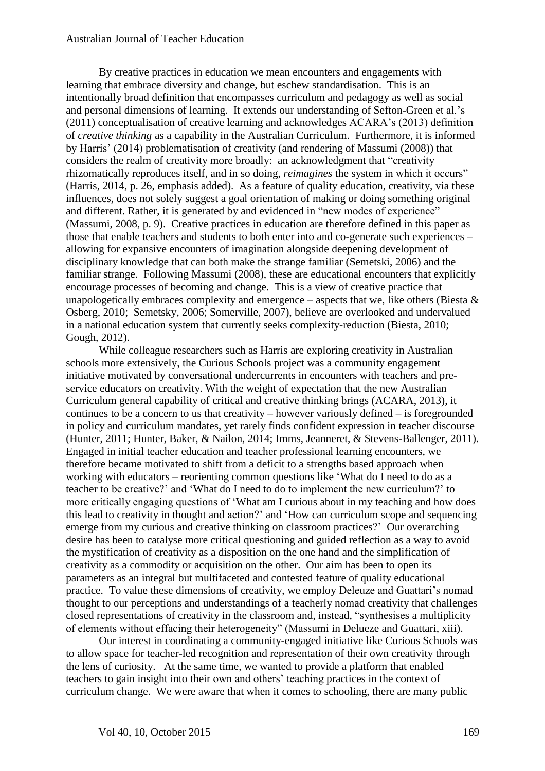By creative practices in education we mean encounters and engagements with learning that embrace diversity and change, but eschew standardisation. This is an intentionally broad definition that encompasses curriculum and pedagogy as well as social and personal dimensions of learning. It extends our understanding of Sefton-Green et al.'s (2011) conceptualisation of creative learning and acknowledges ACARA's (2013) definition of *creative thinking* as a capability in the Australian Curriculum. Furthermore, it is informed by Harris' (2014) problematisation of creativity (and rendering of Massumi (2008)) that considers the realm of creativity more broadly: an acknowledgment that "creativity rhizomatically reproduces itself, and in so doing, *reimagines* the system in which it occurs" (Harris, 2014, p. 26, emphasis added). As a feature of quality education, creativity, via these influences, does not solely suggest a goal orientation of making or doing something original and different. Rather, it is generated by and evidenced in "new modes of experience" (Massumi, 2008, p. 9). Creative practices in education are therefore defined in this paper as those that enable teachers and students to both enter into and co-generate such experiences – allowing for expansive encounters of imagination alongside deepening development of disciplinary knowledge that can both make the strange familiar (Semetski, 2006) and the familiar strange. Following Massumi (2008), these are educational encounters that explicitly encourage processes of becoming and change. This is a view of creative practice that unapologetically embraces complexity and emergence – aspects that we, like others (Biesta & Osberg, 2010; Semetsky, 2006; Somerville, 2007), believe are overlooked and undervalued in a national education system that currently seeks complexity-reduction (Biesta, 2010; Gough, 2012).

While colleague researchers such as Harris are exploring creativity in Australian schools more extensively, the Curious Schools project was a community engagement initiative motivated by conversational undercurrents in encounters with teachers and pre-service educators on creativity. With the weight of expectation that the new Australian Curriculum general capability of critical and creative thinking brings (ACARA, 2013), it continues to be a concern to us that creativity – however variously defined – is foregrounded in policy and curriculum mandates, yet rarely finds confident expression in teacher discourse (Hunter, 2011; Hunter, Baker, & Nailon, 2014; Imms, Jeanneret, & Stevens-Ballenger, 2011). Engaged in initial teacher education and teacher professional learning encounters, we therefore became motivated to shift from a deficit to a strengths based approach when working with educators – reorienting common questions like 'What do I need to do as a teacher to be creative?' and 'What do I need to do to implement the new curriculum?' to more critically engaging questions of 'What am I curious about in my teaching and how does this lead to creativity in thought and action?' and 'How can curriculum scope and sequencing emerge from my curious and creative thinking on classroom practices?' Our overarching desire has been to catalyse more critical questioning and guided reflection as a way to avoid the mystification of creativity as a disposition on the one hand and the simplification of creativity as a commodity or acquisition on the other. Our aim has been to open its parameters as an integral but multifaceted and contested feature of quality educational practice. To value these dimensions of creativity, we employ Deleuze and Guattari's nomad thought to our perceptions and understandings of a teacherly nomad creativity that challenges closed representations of creativity in the classroom and, instead, "synthesises a multiplicity of elements without effacing their heterogeneity" (Massumi in Delueze and Guattari, xiii).

Our interest in coordinating a community-engaged initiative like Curious Schools was to allow space for teacher-led recognition and representation of their own creativity through the lens of curiosity. At the same time, we wanted to provide a platform that enabled teachers to gain insight into their own and others' teaching practices in the context of curriculum change. We were aware that when it comes to schooling, there are many public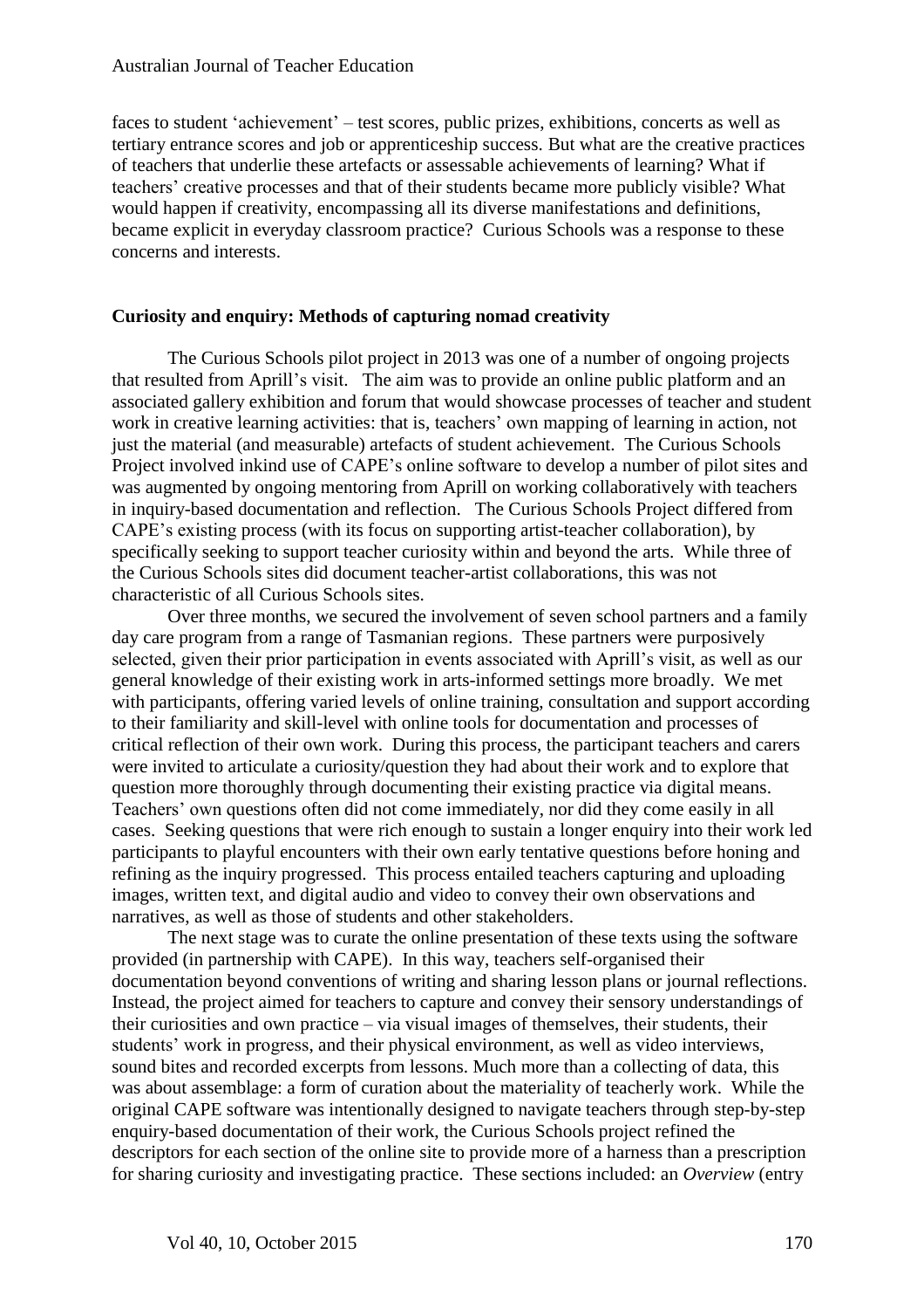faces to student 'achievement' – test scores, public prizes, exhibitions, concerts as well as tertiary entrance scores and job or apprenticeship success. But what are the creative practices of teachers that underlie these artefacts or assessable achievements of learning? What if teachers' creative processes and that of their students became more publicly visible? What would happen if creativity, encompassing all its diverse manifestations and definitions, became explicit in everyday classroom practice? Curious Schools was a response to these concerns and interests.

**Curiosity and enquiry: Methods of capturing nomad creativity**

The Curious Schools pilot project in 2013 was one of a number of ongoing projects that resulted from Aprill's visit. The aim was to provide an online public platform and an associated gallery exhibition and forum that would showcase processes of teacher and student work in creative learning activities: that is, teachers' own mapping of learning in action, not just the material (and measurable) artefacts of student achievement. The Curious Schools Project involved inkind use of CAPE's online software to develop a number of pilot sites and was augmented by ongoing mentoring from Aprill on working collaboratively with teachers in inquiry-based documentation and reflection. The Curious Schools Project differed from CAPE's existing process (with its focus on supporting artist-teacher collaboration), by specifically seeking to support teacher curiosity within and beyond the arts. While three of the Curious Schools sites did document teacher-artist collaborations, this was not characteristic of all Curious Schools sites.

Over three months, we secured the involvement of seven school partners and a family day care program from a range of Tasmanian regions. These partners were purposively selected, given their prior participation in events associated with Aprill's visit, as well as our general knowledge of their existing work in arts-informed settings more broadly. We met with participants, offering varied levels of online training, consultation and support according to their familiarity and skill-level with online tools for documentation and processes of critical reflection of their own work. During this process, the participant teachers and carers were invited to articulate a curiosity/question they had about their work and to explore that question more thoroughly through documenting their existing practice via digital means. Teachers' own questions often did not come immediately, nor did they come easily in all cases. Seeking questions that were rich enough to sustain a longer enquiry into their work led participants to playful encounters with their own early tentative questions before honing and refining as the inquiry progressed. This process entailed teachers capturing and uploading images, written text, and digital audio and video to convey their own observations and narratives, as well as those of students and other stakeholders.

The next stage was to curate the online presentation of these texts using the software provided (in partnership with CAPE). In this way, teachers self-organised their documentation beyond conventions of writing and sharing lesson plans or journal reflections. Instead, the project aimed for teachers to capture and convey their sensory understandings of their curiosities and own practice – via visual images of themselves, their students, their students' work in progress, and their physical environment, as well as video interviews, sound bites and recorded excerpts from lessons. Much more than a collecting of data, this was about assemblage: a form of curation about the materiality of teacherly work. While the original CAPE software was intentionally designed to navigate teachers through step-by-step enquiry-based documentation of their work, the Curious Schools project refined the descriptors for each section of the online site to provide more of a harness than a prescription for sharing curiosity and investigating practice. These sections included: an *Overview* (entry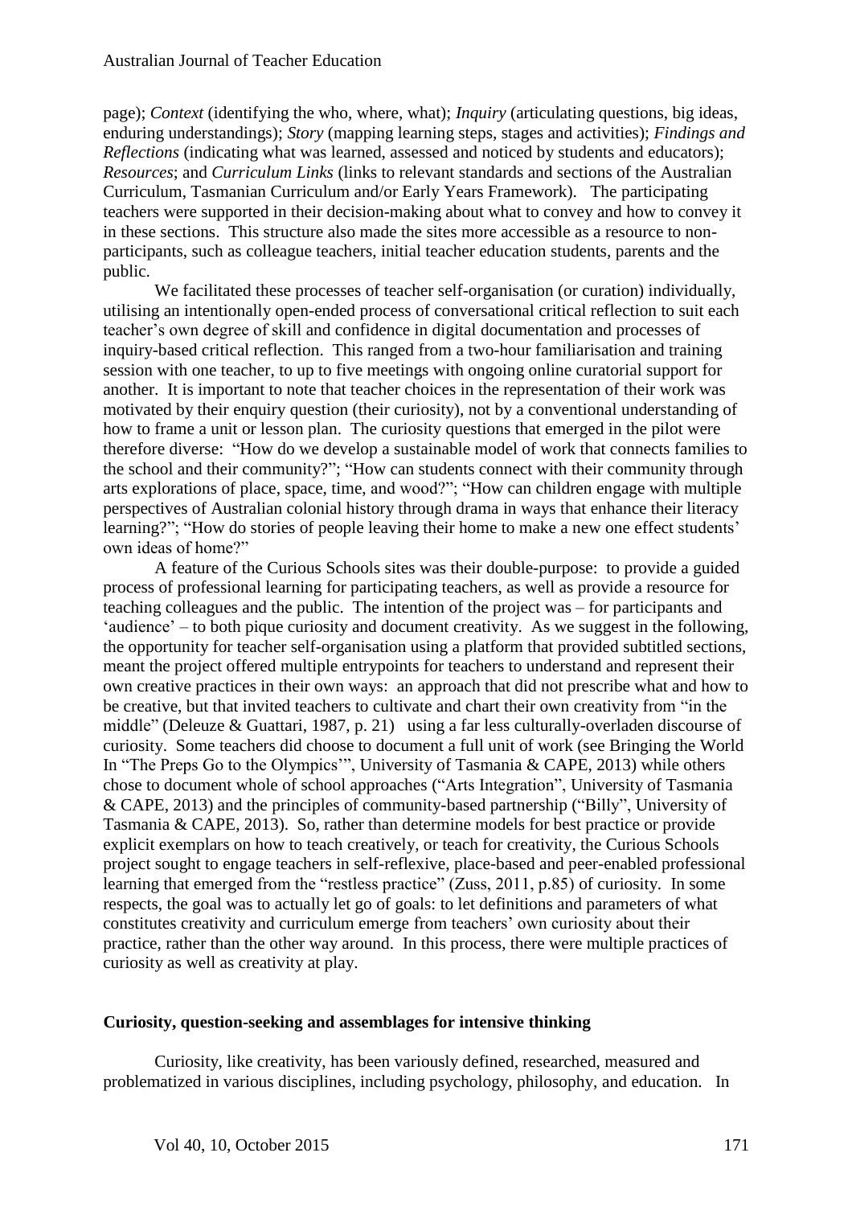page); *Context* (identifying the who, where, what); *Inquiry* (articulating questions, big ideas, enduring understandings); *Story* (mapping learning steps, stages and activities); *Findings and Reflections* (indicating what was learned, assessed and noticed by students and educators); *Resources*; and *Curriculum Links* (links to relevant standards and sections of the Australian Curriculum, Tasmanian Curriculum and/or Early Years Framework). The participating teachers were supported in their decision-making about what to convey and how to convey it in these sections. This structure also made the sites more accessible as a resource to non-participants, such as colleague teachers, initial teacher education students, parents and the public.

We facilitated these processes of teacher self-organisation (or curation) individually, utilising an intentionally open-ended process of conversational critical reflection to suit each teacher's own degree of skill and confidence in digital documentation and processes of inquiry-based critical reflection. This ranged from a two-hour familiarisation and training session with one teacher, to up to five meetings with ongoing online curatorial support for another. It is important to note that teacher choices in the representation of their work was motivated by their enquiry question (their curiosity), not by a conventional understanding of how to frame a unit or lesson plan. The curiosity questions that emerged in the pilot were therefore diverse: "How do we develop a sustainable model of work that connects families to the school and their community?"; "How can students connect with their community through arts explorations of place, space, time, and wood?"; "How can children engage with multiple perspectives of Australian colonial history through drama in ways that enhance their literacy learning?"; "How do stories of people leaving their home to make a new one effect students' own ideas of home?"

A feature of the Curious Schools sites was their double-purpose: to provide a guided process of professional learning for participating teachers, as well as provide a resource for teaching colleagues and the public. The intention of the project was – for participants and 'audience' – to both pique curiosity and document creativity. As we suggest in the following, the opportunity for teacher self-organisation using a platform that provided subtitled sections, meant the project offered multiple entrypoints for teachers to understand and represent their own creative practices in their own ways: an approach that did not prescribe what and how to be creative, but that invited teachers to cultivate and chart their own creativity from "in the middle" (Deleuze & Guattari, 1987, p. 21) using a far less culturally-overladen discourse of curiosity. Some teachers did choose to document a full unit of work (see Bringing the World In "The Preps Go to the Olympics'", University of Tasmania & CAPE, 2013) while others chose to document whole of school approaches ("Arts Integration", University of Tasmania & CAPE, 2013) and the principles of community-based partnership ("Billy", University of Tasmania & CAPE, 2013). So, rather than determine models for best practice or provide explicit exemplars on how to teach creatively, or teach for creativity, the Curious Schools project sought to engage teachers in self-reflexive, place-based and peer-enabled professional learning that emerged from the "restless practice" (Zuss, 2011, p.85) of curiosity. In some respects, the goal was to actually let go of goals: to let definitions and parameters of what constitutes creativity and curriculum emerge from teachers' own curiosity about their practice, rather than the other way around. In this process, there were multiple practices of curiosity as well as creativity at play.

## Curiosity, question-seeking and assemblages for intensive thinking

Curiosity, like creativity, has been variously defined, researched, measured and problematized in various disciplines, including psychology, philosophy, and education. In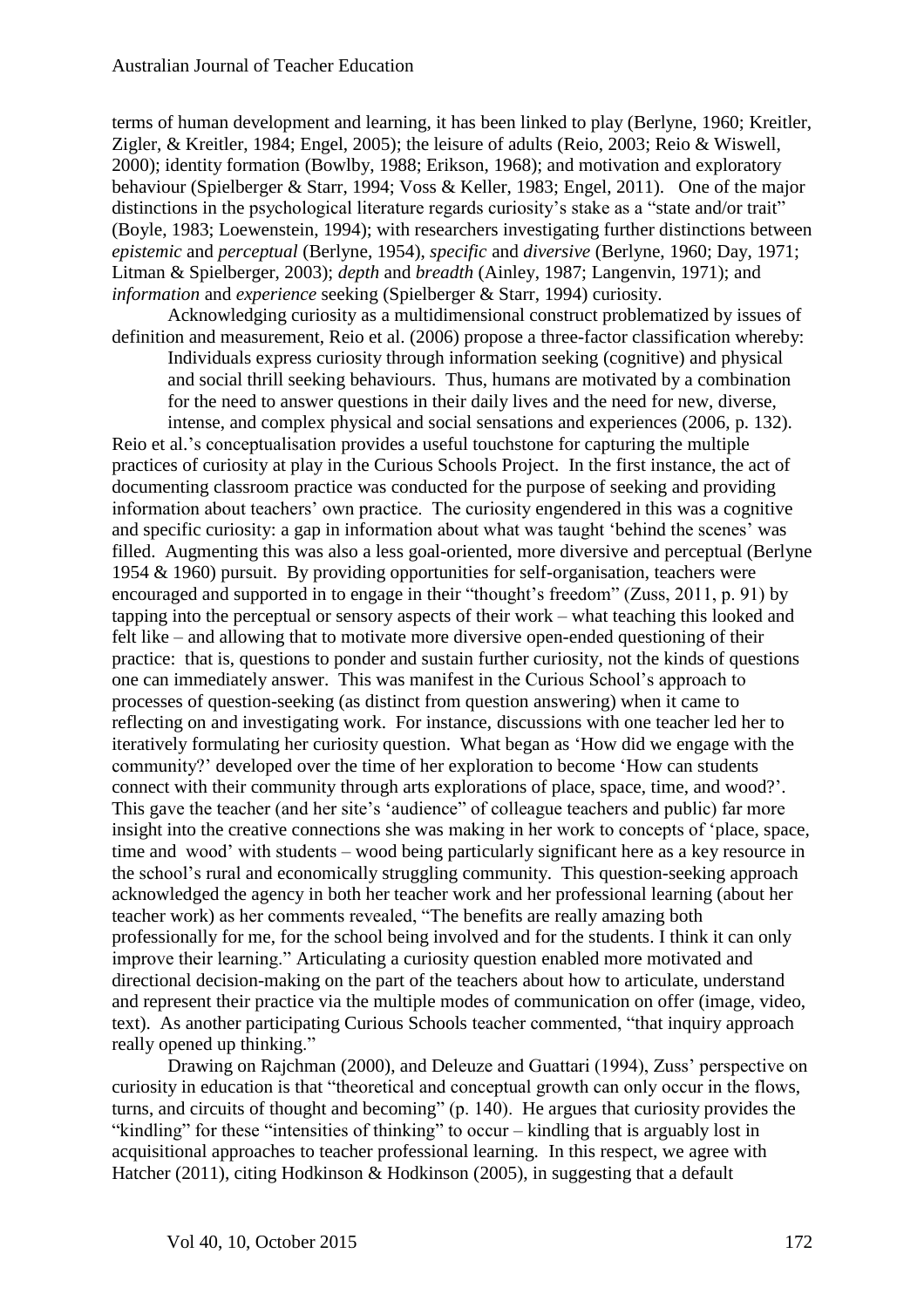terms of human development and learning, it has been linked to play (Berlyne, 1960; Kreitler, Zigler, & Kreitler, 1984; Engel, 2005); the leisure of adults (Reio, 2003; Reio & Wiswell, 2000); identity formation (Bowlby, 1988; Erikson, 1968); and motivation and exploratory behaviour (Spielberger & Starr, 1994; Voss & Keller, 1983; Engel, 2011). One of the major distinctions in the psychological literature regards curiosity's stake as a "state and/or trait" (Boyle, 1983; Loewenstein, 1994); with researchers investigating further distinctions between *epistemic* and *perceptual* (Berlyne, 1954), *specific* and *diversive* (Berlyne, 1960; Day, 1971; Litman & Spielberger, 2003); *depth* and *breadth* (Ainley, 1987; Langenvin, 1971); and *information* and *experience* seeking (Spielberger & Starr, 1994) curiosity.

Acknowledging curiosity as a multidimensional construct problematized by issues of definition and measurement, Reio et al. (2006) propose a three-factor classification whereby:

> Individuals express curiosity through information seeking (cognitive) and physical and social thrill seeking behaviours. Thus, humans are motivated by a combination for the need to answer questions in their daily lives and the need for new, diverse, intense, and complex physical and social sensations and experiences (2006, p. 132).

Reio et al.'s conceptualisation provides a useful touchstone for capturing the multiple practices of curiosity at play in the Curious Schools Project. In the first instance, the act of documenting classroom practice was conducted for the purpose of seeking and providing information about teachers' own practice. The curiosity engendered in this was a cognitive and specific curiosity: a gap in information about what was taught 'behind the scenes' was filled. Augmenting this was also a less goal-oriented, more diversive and perceptual (Berlyne 1954 & 1960) pursuit. By providing opportunities for self-organisation, teachers were encouraged and supported in to engage in their "thought's freedom" (Zuss, 2011, p. 91) by tapping into the perceptual or sensory aspects of their work – what teaching this looked and felt like – and allowing that to motivate more diversive open-ended questioning of their practice: that is, questions to ponder and sustain further curiosity, not the kinds of questions one can immediately answer. This was manifest in the Curious School's approach to processes of question-seeking (as distinct from question answering) when it came to reflecting on and investigating work. For instance, discussions with one teacher led her to iteratively formulating her curiosity question. What began as 'How did we engage with the community?' developed over the time of her exploration to become 'How can students connect with their community through arts explorations of place, space, time, and wood?'. This gave the teacher (and her site's 'audience" of colleague teachers and public) far more insight into the creative connections she was making in her work to concepts of 'place, space, time and wood' with students – wood being particularly significant here as a key resource in the school's rural and economically struggling community. This question-seeking approach acknowledged the agency in both her teacher work and her professional learning (about her teacher work) as her comments revealed, "The benefits are really amazing both professionally for me, for the school being involved and for the students. I think it can only improve their learning." Articulating a curiosity question enabled more motivated and directional decision-making on the part of the teachers about how to articulate, understand and represent their practice via the multiple modes of communication on offer (image, video, text). As another participating Curious Schools teacher commented, "that inquiry approach really opened up thinking."

Drawing on Rajchman (2000), and Deleuze and Guattari (1994), Zuss' perspective on curiosity in education is that "theoretical and conceptual growth can only occur in the flows, turns, and circuits of thought and becoming" (p. 140). He argues that curiosity provides the "kindling" for these "intensities of thinking" to occur – kindling that is arguably lost in acquisitional approaches to teacher professional learning. In this respect, we agree with Hatcher (2011), citing Hodkinson & Hodkinson (2005), in suggesting that a default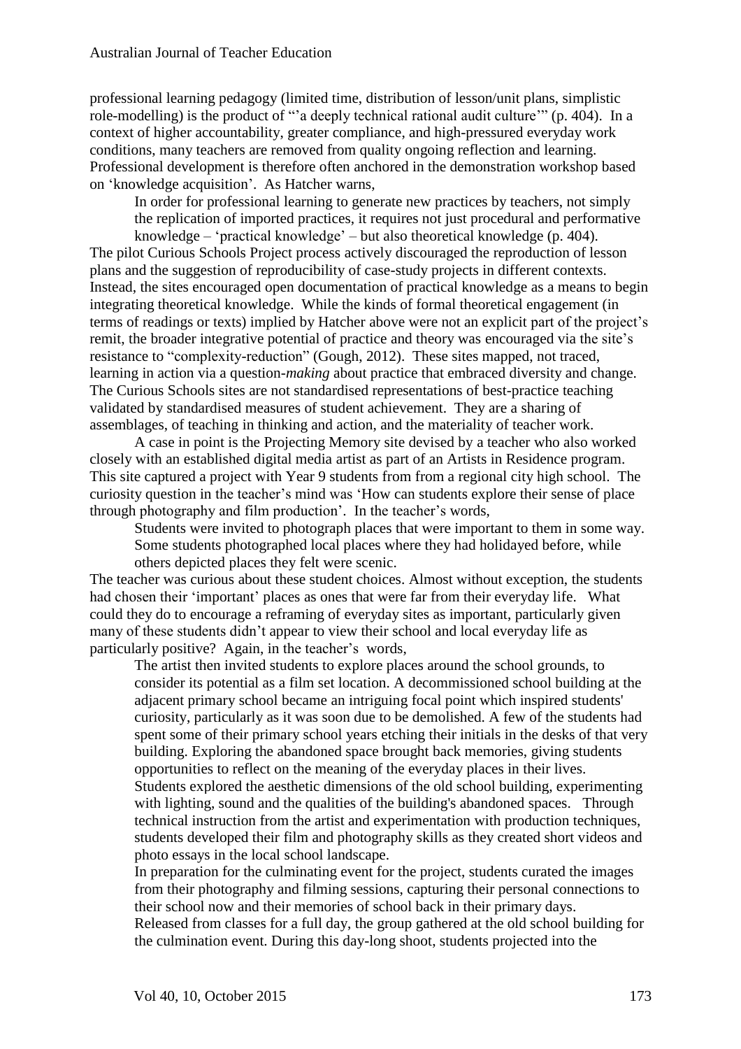professional learning pedagogy (limited time, distribution of lesson/unit plans, simplistic role-modelling) is the product of "'a deeply technical rational audit culture'" (p. 404). In a context of higher accountability, greater compliance, and high-pressured everyday work conditions, many teachers are removed from quality ongoing reflection and learning. Professional development is therefore often anchored in the demonstration workshop based on 'knowledge acquisition'. As Hatcher warns,

> In order for professional learning to generate new practices by teachers, not simply the replication of imported practices, it requires not just procedural and performative knowledge – 'practical knowledge' – but also theoretical knowledge (p. 404).

The pilot Curious Schools Project process actively discouraged the reproduction of lesson plans and the suggestion of reproducibility of case-study projects in different contexts. Instead, the sites encouraged open documentation of practical knowledge as a means to begin integrating theoretical knowledge. While the kinds of formal theoretical engagement (in terms of readings or texts) implied by Hatcher above were not an explicit part of the project's remit, the broader integrative potential of practice and theory was encouraged via the site's resistance to "complexity-reduction" (Gough, 2012). These sites mapped, not traced, learning in action via a question-*making* about practice that embraced diversity and change. The Curious Schools sites are not standardised representations of best-practice teaching validated by standardised measures of student achievement. They are a sharing of assemblages, of teaching in thinking and action, and the materiality of teacher work.

A case in point is the Projecting Memory site devised by a teacher who also worked closely with an established digital media artist as part of an Artists in Residence program. This site captured a project with Year 9 students from from a regional city high school. The curiosity question in the teacher's mind was 'How can students explore their sense of place through photography and film production'. In the teacher's words,

> Students were invited to photograph places that were important to them in some way. Some students photographed local places where they had holidayed before, while others depicted places they felt were scenic.

The teacher was curious about these student choices. Almost without exception, the students had chosen their 'important' places as ones that were far from their everyday life. What could they do to encourage a reframing of everyday sites as important, particularly given many of these students didn't appear to view their school and local everyday life as particularly positive? Again, in the teacher's words,

> The artist then invited students to explore places around the school grounds, to consider its potential as a film set location. A decommissioned school building at the adjacent primary school became an intriguing focal point which inspired students' curiosity, particularly as it was soon due to be demolished. A few of the students had spent some of their primary school years etching their initials in the desks of that very building. Exploring the abandoned space brought back memories, giving students opportunities to reflect on the meaning of the everyday places in their lives.
>
> Students explored the aesthetic dimensions of the old school building, experimenting with lighting, sound and the qualities of the building's abandoned spaces. Through technical instruction from the artist and experimentation with production techniques, students developed their film and photography skills as they created short videos and photo essays in the local school landscape.
>
> In preparation for the culminating event for the project, students curated the images from their photography and filming sessions, capturing their personal connections to their school now and their memories of school back in their primary days.
>
> Released from classes for a full day, the group gathered at the old school building for the culmination event. During this day-long shoot, students projected into the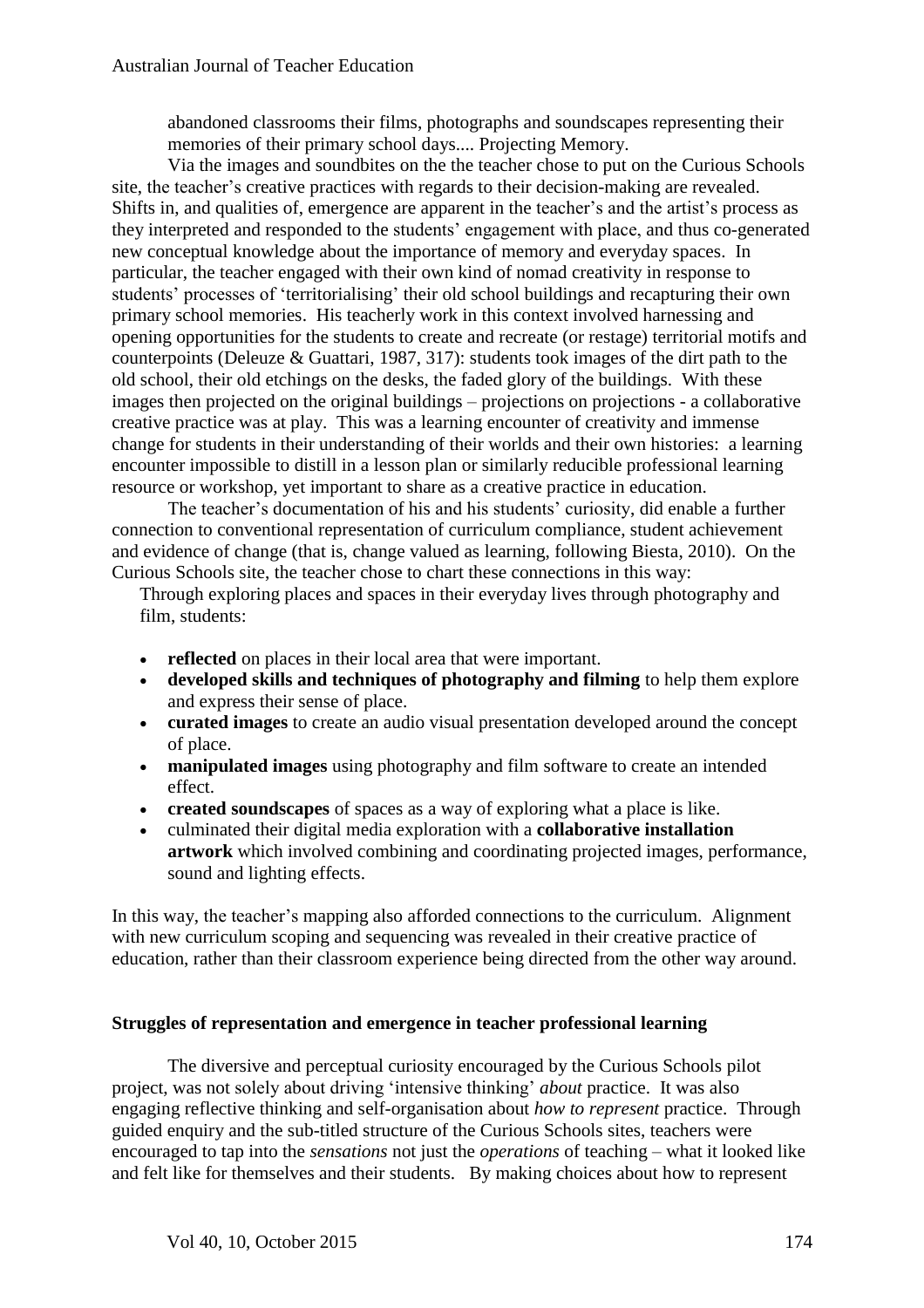abandoned classrooms their films, photographs and soundscapes representing their memories of their primary school days.... Projecting Memory.

Via the images and soundbites on the the teacher chose to put on the Curious Schools site, the teacher's creative practices with regards to their decision-making are revealed. Shifts in, and qualities of, emergence are apparent in the teacher's and the artist's process as they interpreted and responded to the students' engagement with place, and thus co-generated new conceptual knowledge about the importance of memory and everyday spaces. In particular, the teacher engaged with their own kind of nomad creativity in response to students' processes of 'territorialising' their old school buildings and recapturing their own primary school memories. His teacherly work in this context involved harnessing and opening opportunities for the students to create and recreate (or restage) territorial motifs and counterpoints (Deleuze & Guattari, 1987, 317): students took images of the dirt path to the old school, their old etchings on the desks, the faded glory of the buildings. With these images then projected on the original buildings – projections on projections - a collaborative creative practice was at play. This was a learning encounter of creativity and immense change for students in their understanding of their worlds and their own histories: a learning encounter impossible to distill in a lesson plan or similarly reducible professional learning resource or workshop, yet important to share as a creative practice in education.

The teacher's documentation of his and his students' curiosity, did enable a further connection to conventional representation of curriculum compliance, student achievement and evidence of change (that is, change valued as learning, following Biesta, 2010). On the Curious Schools site, the teacher chose to chart these connections in this way:

Through exploring places and spaces in their everyday lives through photography and film, students:

- **reflected** on places in their local area that were important.
- **developed skills and techniques of photography and filming** to help them explore and express their sense of place.
- **curated images** to create an audio visual presentation developed around the concept of place.
- **manipulated images** using photography and film software to create an intended effect.
- **created soundscapes** of spaces as a way of exploring what a place is like.
- culminated their digital media exploration with a **collaborative installation artwork** which involved combining and coordinating projected images, performance, sound and lighting effects.

In this way, the teacher's mapping also afforded connections to the curriculum. Alignment with new curriculum scoping and sequencing was revealed in their creative practice of education, rather than their classroom experience being directed from the other way around.

## Struggles of representation and emergence in teacher professional learning

The diversive and perceptual curiosity encouraged by the Curious Schools pilot project, was not solely about driving 'intensive thinking' *about* practice. It was also engaging reflective thinking and self-organisation about *how to represent* practice. Through guided enquiry and the sub-titled structure of the Curious Schools sites, teachers were encouraged to tap into the *sensations* not just the *operations* of teaching – what it looked like and felt like for themselves and their students. By making choices about how to represent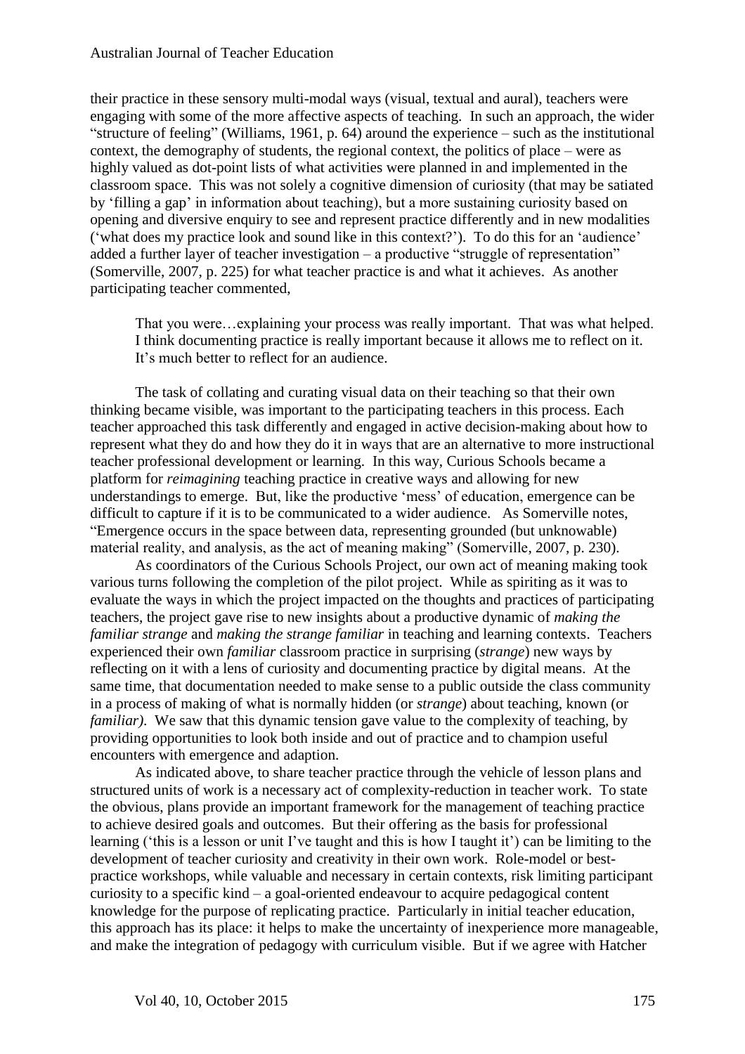their practice in these sensory multi-modal ways (visual, textual and aural), teachers were engaging with some of the more affective aspects of teaching. In such an approach, the wider "structure of feeling" (Williams, 1961, p. 64) around the experience – such as the institutional context, the demography of students, the regional context, the politics of place – were as highly valued as dot-point lists of what activities were planned in and implemented in the classroom space. This was not solely a cognitive dimension of curiosity (that may be satiated by 'filling a gap' in information about teaching), but a more sustaining curiosity based on opening and diversive enquiry to see and represent practice differently and in new modalities ('what does my practice look and sound like in this context?'). To do this for an 'audience' added a further layer of teacher investigation – a productive "struggle of representation" (Somerville, 2007, p. 225) for what teacher practice is and what it achieves. As another participating teacher commented,

> That you were…explaining your process was really important. That was what helped. I think documenting practice is really important because it allows me to reflect on it. It's much better to reflect for an audience.

The task of collating and curating visual data on their teaching so that their own thinking became visible, was important to the participating teachers in this process. Each teacher approached this task differently and engaged in active decision-making about how to represent what they do and how they do it in ways that are an alternative to more instructional teacher professional development or learning. In this way, Curious Schools became a platform for *reimagining* teaching practice in creative ways and allowing for new understandings to emerge. But, like the productive 'mess' of education, emergence can be difficult to capture if it is to be communicated to a wider audience. As Somerville notes, "Emergence occurs in the space between data, representing grounded (but unknowable) material reality, and analysis, as the act of meaning making" (Somerville, 2007, p. 230).

As coordinators of the Curious Schools Project, our own act of meaning making took various turns following the completion of the pilot project. While as spiriting as it was to evaluate the ways in which the project impacted on the thoughts and practices of participating teachers, the project gave rise to new insights about a productive dynamic of *making the familiar strange* and *making the strange familiar* in teaching and learning contexts. Teachers experienced their own *familiar* classroom practice in surprising (*strange*) new ways by reflecting on it with a lens of curiosity and documenting practice by digital means. At the same time, that documentation needed to make sense to a public outside the class community in a process of making of what is normally hidden (or *strange*) about teaching, known (or *familiar)*. We saw that this dynamic tension gave value to the complexity of teaching, by providing opportunities to look both inside and out of practice and to champion useful encounters with emergence and adaption.

As indicated above, to share teacher practice through the vehicle of lesson plans and structured units of work is a necessary act of complexity-reduction in teacher work. To state the obvious, plans provide an important framework for the management of teaching practice to achieve desired goals and outcomes. But their offering as the basis for professional learning ('this is a lesson or unit I've taught and this is how I taught it') can be limiting to the development of teacher curiosity and creativity in their own work. Role-model or best-practice workshops, while valuable and necessary in certain contexts, risk limiting participant curiosity to a specific kind – a goal-oriented endeavour to acquire pedagogical content knowledge for the purpose of replicating practice. Particularly in initial teacher education, this approach has its place: it helps to make the uncertainty of inexperience more manageable, and make the integration of pedagogy with curriculum visible. But if we agree with Hatcher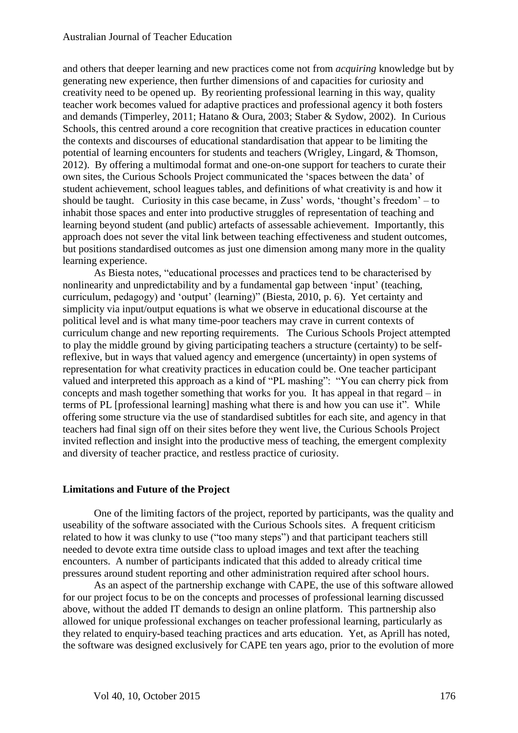and others that deeper learning and new practices come not from *acquiring* knowledge but by generating new experience, then further dimensions of and capacities for curiosity and creativity need to be opened up. By reorienting professional learning in this way, quality teacher work becomes valued for adaptive practices and professional agency it both fosters and demands (Timperley, 2011; Hatano & Oura, 2003; Staber & Sydow, 2002). In Curious Schools, this centred around a core recognition that creative practices in education counter the contexts and discourses of educational standardisation that appear to be limiting the potential of learning encounters for students and teachers (Wrigley, Lingard, & Thomson, 2012). By offering a multimodal format and one-on-one support for teachers to curate their own sites, the Curious Schools Project communicated the 'spaces between the data' of student achievement, school leagues tables, and definitions of what creativity is and how it should be taught. Curiosity in this case became, in Zuss' words, 'thought's freedom' – to inhabit those spaces and enter into productive struggles of representation of teaching and learning beyond student (and public) artefacts of assessable achievement. Importantly, this approach does not sever the vital link between teaching effectiveness and student outcomes, but positions standardised outcomes as just one dimension among many more in the quality learning experience.

As Biesta notes, "educational processes and practices tend to be characterised by nonlinearity and unpredictability and by a fundamental gap between 'input' (teaching, curriculum, pedagogy) and 'output' (learning)" (Biesta, 2010, p. 6). Yet certainty and simplicity via input/output equations is what we observe in educational discourse at the political level and is what many time-poor teachers may crave in current contexts of curriculum change and new reporting requirements. The Curious Schools Project attempted to play the middle ground by giving participating teachers a structure (certainty) to be self-reflexive, but in ways that valued agency and emergence (uncertainty) in open systems of representation for what creativity practices in education could be. One teacher participant valued and interpreted this approach as a kind of "PL mashing": "You can cherry pick from concepts and mash together something that works for you. It has appeal in that regard – in terms of PL [professional learning] mashing what there is and how you can use it". While offering some structure via the use of standardised subtitles for each site, and agency in that teachers had final sign off on their sites before they went live, the Curious Schools Project invited reflection and insight into the productive mess of teaching, the emergent complexity and diversity of teacher practice, and restless practice of curiosity.

## Limitations and Future of the Project

One of the limiting factors of the project, reported by participants, was the quality and useability of the software associated with the Curious Schools sites. A frequent criticism related to how it was clunky to use ("too many steps") and that participant teachers still needed to devote extra time outside class to upload images and text after the teaching encounters. A number of participants indicated that this added to already critical time pressures around student reporting and other administration required after school hours.

As an aspect of the partnership exchange with CAPE, the use of this software allowed for our project focus to be on the concepts and processes of professional learning discussed above, without the added IT demands to design an online platform. This partnership also allowed for unique professional exchanges on teacher professional learning, particularly as they related to enquiry-based teaching practices and arts education. Yet, as Aprill has noted, the software was designed exclusively for CAPE ten years ago, prior to the evolution of more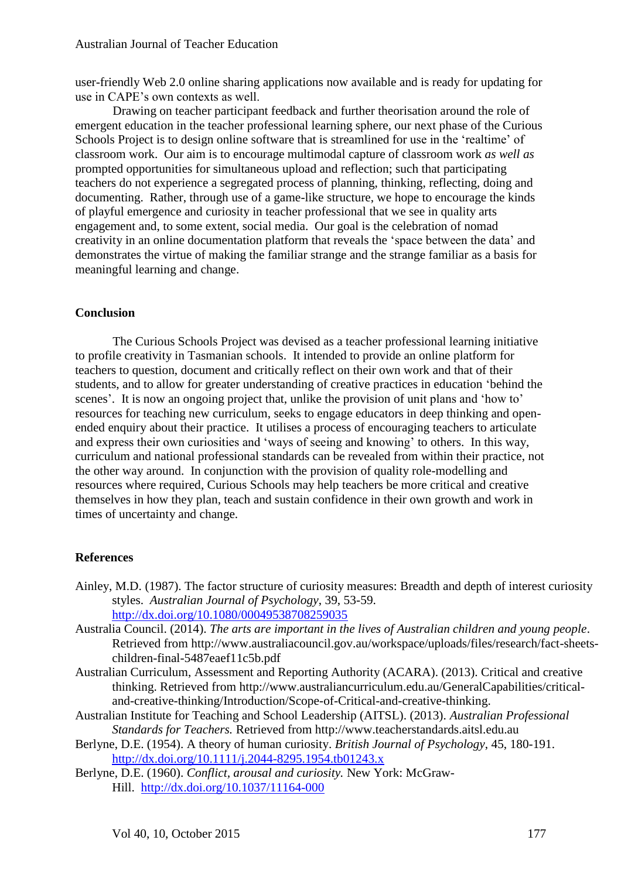user-friendly Web 2.0 online sharing applications now available and is ready for updating for use in CAPE's own contexts as well.

Drawing on teacher participant feedback and further theorisation around the role of emergent education in the teacher professional learning sphere, our next phase of the Curious Schools Project is to design online software that is streamlined for use in the 'realtime' of classroom work. Our aim is to encourage multimodal capture of classroom work *as well as* prompted opportunities for simultaneous upload and reflection; such that participating teachers do not experience a segregated process of planning, thinking, reflecting, doing and documenting. Rather, through use of a game-like structure, we hope to encourage the kinds of playful emergence and curiosity in teacher professional that we see in quality arts engagement and, to some extent, social media. Our goal is the celebration of nomad creativity in an online documentation platform that reveals the 'space between the data' and demonstrates the virtue of making the familiar strange and the strange familiar as a basis for meaningful learning and change.

## Conclusion

The Curious Schools Project was devised as a teacher professional learning initiative to profile creativity in Tasmanian schools. It intended to provide an online platform for teachers to question, document and critically reflect on their own work and that of their students, and to allow for greater understanding of creative practices in education 'behind the scenes'. It is now an ongoing project that, unlike the provision of unit plans and 'how to' resources for teaching new curriculum, seeks to engage educators in deep thinking and open-ended enquiry about their practice. It utilises a process of encouraging teachers to articulate and express their own curiosities and 'ways of seeing and knowing' to others. In this way, curriculum and national professional standards can be revealed from within their practice, not the other way around. In conjunction with the provision of quality role-modelling and resources where required, Curious Schools may help teachers be more critical and creative themselves in how they plan, teach and sustain confidence in their own growth and work in times of uncertainty and change.

## References

Ainley, M.D. (1987). The factor structure of curiosity measures: Breadth and depth of interest curiosity styles. *Australian Journal of Psychology*, 39, 53-59. http://dx.doi.org/10.1080/00049538708259035

Australia Council. (2014). *The arts are important in the lives of Australian children and young people*. Retrieved from http://www.australiacouncil.gov.au/workspace/uploads/files/research/fact-sheets-children-final-5487eaef11c5b.pdf

Australian Curriculum, Assessment and Reporting Authority (ACARA). (2013). Critical and creative thinking. Retrieved from http://www.australiancurriculum.edu.au/GeneralCapabilities/critical-and-creative-thinking/Introduction/Scope-of-Critical-and-creative-thinking.

Australian Institute for Teaching and School Leadership (AITSL). (2013). *Australian Professional Standards for Teachers.* Retrieved from http://www.teacherstandards.aitsl.edu.au

Berlyne, D.E. (1954). A theory of human curiosity. *British Journal of Psychology*, 45, 180-191. http://dx.doi.org/10.1111/j.2044-8295.1954.tb01243.x

Berlyne, D.E. (1960). *Conflict, arousal and curiosity.* New York: McGraw-Hill. http://dx.doi.org/10.1037/11164-000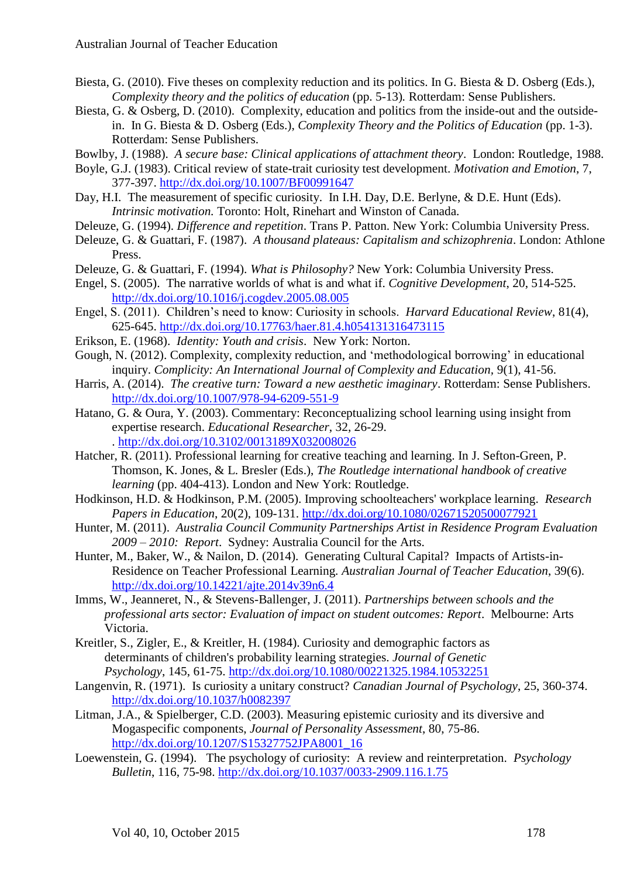Biesta, G. (2010). Five theses on complexity reduction and its politics. In G. Biesta & D. Osberg (Eds.), *Complexity theory and the politics of education* (pp. 5-13). Rotterdam: Sense Publishers.

Biesta, G. & Osberg, D. (2010). Complexity, education and politics from the inside-out and the outside-in. In G. Biesta & D. Osberg (Eds.), *Complexity Theory and the Politics of Education* (pp. 1-3). Rotterdam: Sense Publishers.

Bowlby, J. (1988). *A secure base: Clinical applications of attachment theory*. London: Routledge, 1988.

Boyle, G.J. (1983). Critical review of state-trait curiosity test development. *Motivation and Emotion*, 7, 377-397. http://dx.doi.org/10.1007/BF00991647

Day, H.I. The measurement of specific curiosity. In I.H. Day, D.E. Berlyne, & D.E. Hunt (Eds). *Intrinsic motivation.* Toronto: Holt, Rinehart and Winston of Canada.

Deleuze, G. (1994). *Difference and repetition*. Trans P. Patton. New York: Columbia University Press.

Deleuze, G. & Guattari, F. (1987). *A thousand plateaus: Capitalism and schizophrenia*. London: Athlone Press.

Deleuze, G. & Guattari, F. (1994). *What is Philosophy?* New York: Columbia University Press.

Engel, S. (2005). The narrative worlds of what is and what if. *Cognitive Development*, 20, 514-525. http://dx.doi.org/10.1016/j.cogdev.2005.08.005

Engel, S. (2011). Children's need to know: Curiosity in schools. *Harvard Educational Review*, 81(4), 625-645. http://dx.doi.org/10.17763/haer.81.4.h054131316473115

Erikson, E. (1968). *Identity: Youth and crisis*. New York: Norton.

Gough, N. (2012). Complexity, complexity reduction, and 'methodological borrowing' in educational inquiry. *Complicity: An International Journal of Complexity and Education*, 9(1), 41-56.

Harris, A. (2014). *The creative turn: Toward a new aesthetic imaginary*. Rotterdam: Sense Publishers. http://dx.doi.org/10.1007/978-94-6209-551-9

Hatano, G. & Oura, Y. (2003). Commentary: Reconceptualizing school learning using insight from expertise research. *Educational Researcher*, 32, 26-29. . http://dx.doi.org/10.3102/0013189X032008026

Hatcher, R. (2011). Professional learning for creative teaching and learning. In J. Sefton-Green, P. Thomson, K. Jones, & L. Bresler (Eds.), *The Routledge international handbook of creative learning* (pp. 404-413). London and New York: Routledge.

Hodkinson, H.D. & Hodkinson, P.M. (2005). Improving schoolteachers' workplace learning. *Research Papers in Education*, 20(2), 109-131. http://dx.doi.org/10.1080/02671520500077921

Hunter, M. (2011). *Australia Council Community Partnerships Artist in Residence Program Evaluation 2009 – 2010: Report*. Sydney: Australia Council for the Arts.

Hunter, M., Baker, W., & Nailon, D. (2014). Generating Cultural Capital? Impacts of Artists-in-Residence on Teacher Professional Learning. *Australian Journal of Teacher Education*, 39(6). http://dx.doi.org/10.14221/ajte.2014v39n6.4

Imms, W., Jeanneret, N., & Stevens-Ballenger, J. (2011). *Partnerships between schools and the professional arts sector: Evaluation of impact on student outcomes: Report*. Melbourne: Arts Victoria.

Kreitler, S., Zigler, E., & Kreitler, H. (1984). Curiosity and demographic factors as determinants of children's probability learning strategies. *Journal of Genetic Psychology*, 145, 61-75. http://dx.doi.org/10.1080/00221325.1984.10532251

Langenvin, R. (1971). Is curiosity a unitary construct? *Canadian Journal of Psychology*, 25, 360-374. http://dx.doi.org/10.1037/h0082397

Litman, J.A., & Spielberger, C.D. (2003). Measuring epistemic curiosity and its diversive and Mogaspecific components, *Journal of Personality Assessment*, 80, 75-86. http://dx.doi.org/10.1207/S15327752JPA8001_16

Loewenstein, G. (1994). The psychology of curiosity: A review and reinterpretation. *Psychology Bulletin*, 116, 75-98. http://dx.doi.org/10.1037/0033-2909.116.1.75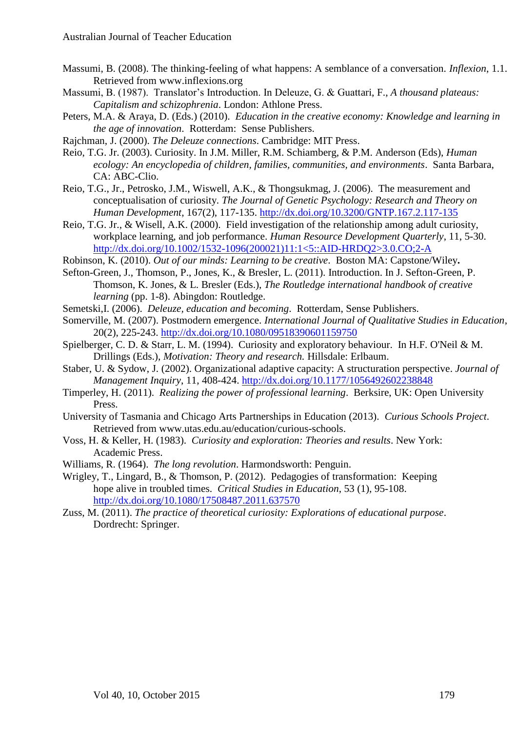Massumi, B. (2008). The thinking-feeling of what happens: A semblance of a conversation. *Inflexion*, 1.1. Retrieved from www.inflexions.org

Massumi, B. (1987). Translator's Introduction. In Deleuze, G. & Guattari, F., *A thousand plateaus: Capitalism and schizophrenia*. London: Athlone Press.

Peters, M.A. & Araya, D. (Eds.) (2010). *Education in the creative economy: Knowledge and learning in the age of innovation*. Rotterdam: Sense Publishers.

Rajchman, J. (2000). *The Deleuze connections*. Cambridge: MIT Press.

Reio, T.G. Jr. (2003). Curiosity. In J.M. Miller, R.M. Schiamberg, & P.M. Anderson (Eds), *Human ecology: An encyclopedia of children, families, communities, and environments*. Santa Barbara, CA: ABC-Clio.

Reio, T.G., Jr., Petrosko, J.M., Wiswell, A.K., & Thongsukmag, J. (2006). The measurement and conceptualisation of curiosity. *The Journal of Genetic Psychology: Research and Theory on Human Development*, 167(2), 117-135. http://dx.doi.org/10.3200/GNTP.167.2.117-135

Reio, T.G. Jr., & Wisell, A.K. (2000). Field investigation of the relationship among adult curiosity, workplace learning, and job performance. *Human Resource Development Quarterly*, 11, 5-30. http://dx.doi.org/10.1002/1532-1096(200021)11:1<5::AID-HRDQ2>3.0.CO;2-A

Robinson, K. (2010). *Out of our minds: Learning to be creative*. Boston MA: Capstone/Wiley.

Sefton-Green, J., Thomson, P., Jones, K., & Bresler, L. (2011). Introduction. In J. Sefton-Green, P. Thomson, K. Jones, & L. Bresler (Eds.), *The Routledge international handbook of creative learning* (pp. 1-8). Abingdon: Routledge.

Semetski,I. (2006). *Deleuze, education and becoming*. Rotterdam, Sense Publishers.

Somerville, M. (2007). Postmodern emergence. *International Journal of Qualitative Studies in Education*, 20(2), 225-243. http://dx.doi.org/10.1080/09518390601159750

Spielberger, C. D. & Starr, L. M. (1994). Curiosity and exploratory behaviour. In H.F. O'Neil & M. Drillings (Eds.), *Motivation: Theory and research.* Hillsdale: Erlbaum.

Staber, U. & Sydow, J. (2002). Organizational adaptive capacity: A structuration perspective. *Journal of Management Inquiry*, 11, 408-424. http://dx.doi.org/10.1177/1056492602238848

Timperley, H. (2011). *Realizing the power of professional learning*. Berksire, UK: Open University Press.

University of Tasmania and Chicago Arts Partnerships in Education (2013). *Curious Schools Project*. Retrieved from www.utas.edu.au/education/curious-schools.

Voss, H. & Keller, H. (1983). *Curiosity and exploration: Theories and results*. New York: Academic Press.

Williams, R. (1964). *The long revolution*. Harmondsworth: Penguin.

Wrigley, T., Lingard, B., & Thomson, P. (2012). Pedagogies of transformation: Keeping hope alive in troubled times. *Critical Studies in Education*, 53 (1), 95-108. http://dx.doi.org/10.1080/17508487.2011.637570

Zuss, M. (2011). *The practice of theoretical curiosity: Explorations of educational purpose*. Dordrecht: Springer.